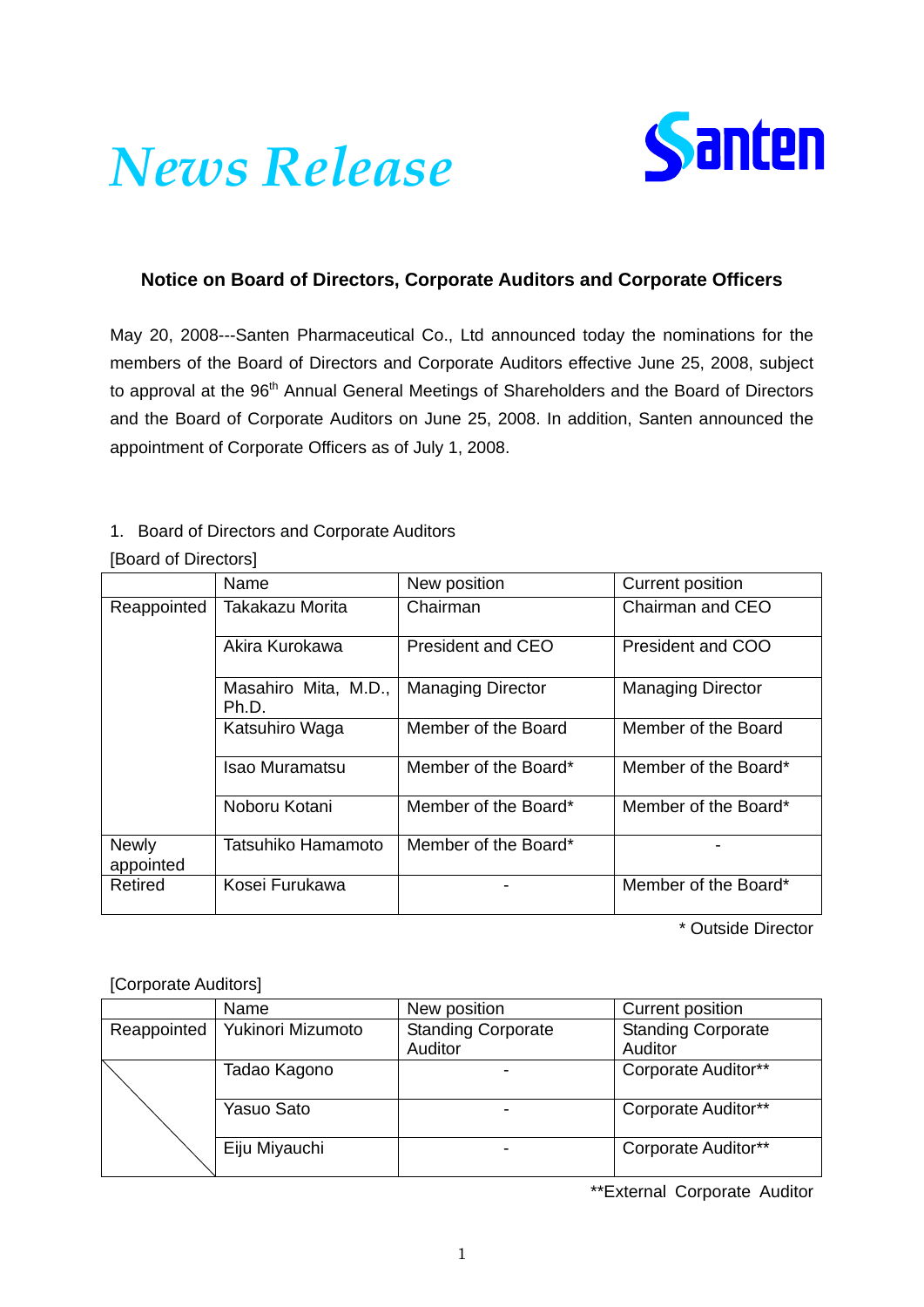# *News Release*

Santen

**Notice on Board of Directors, Corporate Auditors and Corporate Officers**

May 20, 2008---Santen Pharmaceutical Co., Ltd announced today the nominations for the members of the Board of Directors and Corporate Auditors effective June 25, 2008, subject to approval at the 96th Annual General Meetings of Shareholders and the Board of Directors and the Board of Corporate Auditors on June 25, 2008. In addition, Santen announced the appointment of Corporate Officers as of July 1, 2008.

1. Board of Directors and Corporate Auditors

[Board of Directors]

| | Name | New position | Current position |
|---|---|---|---|
| Reappointed | Takakazu Morita | Chairman | Chairman and CEO |
| | Akira Kurokawa | President and CEO | President and COO |
| | Masahiro Mita, M.D., Ph.D. | Managing Director | Managing Director |
| | Katsuhiro Waga | Member of the Board | Member of the Board |
| | Isao Muramatsu | Member of the Board* | Member of the Board* |
| | Noboru Kotani | Member of the Board* | Member of the Board* |
| Newly appointed | Tatsuhiko Hamamoto | Member of the Board* | - |
| Retired | Kosei Furukawa | - | Member of the Board* |

\* Outside Director

[Corporate Auditors]

| | Name | New position | Current position |
|---|---|---|---|
| Reappointed | Yukinori Mizumoto | Standing Corporate Auditor | Standing Corporate Auditor |
| | Tadao Kagono | - | Corporate Auditor** |
| | Yasuo Sato | - | Corporate Auditor** |
| | Eiju Miyauchi | - | Corporate Auditor** |

**External Corporate Auditor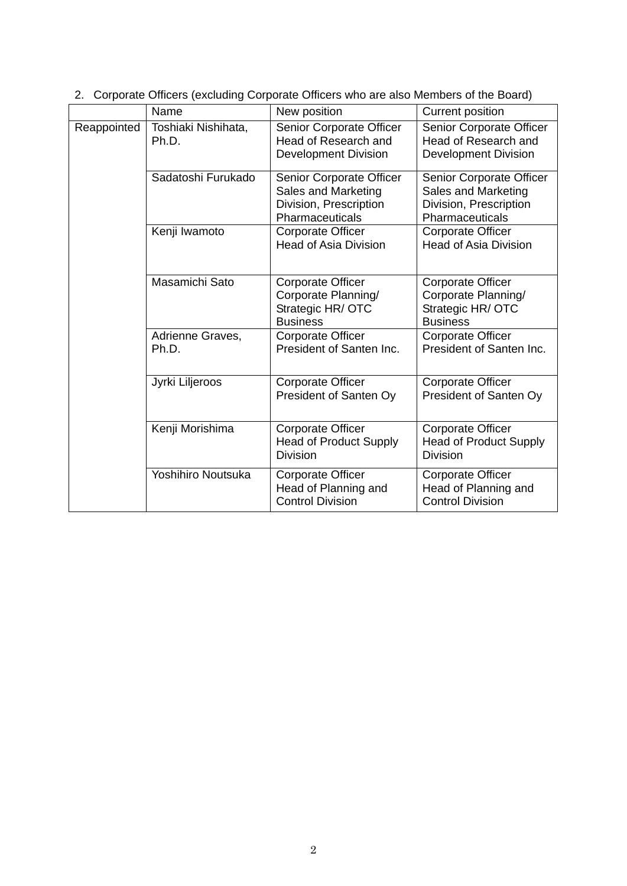2. Corporate Officers (excluding Corporate Officers who are also Members of the Board)

| | Name | New position | Current position |
|---|---|---|---|
| Reappointed | Toshiaki Nishihata, Ph.D. | Senior Corporate Officer Head of Research and Development Division | Senior Corporate Officer Head of Research and Development Division |
| | Sadatoshi Furukado | Senior Corporate Officer Sales and Marketing Division, Prescription Pharmaceuticals | Senior Corporate Officer Sales and Marketing Division, Prescription Pharmaceuticals |
| | Kenji Iwamoto | Corporate Officer Head of Asia Division | Corporate Officer Head of Asia Division |
| | Masamichi Sato | Corporate Officer Corporate Planning/ Strategic HR/ OTC Business | Corporate Officer Corporate Planning/ Strategic HR/ OTC Business |
| | Adrienne Graves, Ph.D. | Corporate Officer President of Santen Inc. | Corporate Officer President of Santen Inc. |
| | Jyrki Liljeroos | Corporate Officer President of Santen Oy | Corporate Officer President of Santen Oy |
| | Kenji Morishima | Corporate Officer Head of Product Supply Division | Corporate Officer Head of Product Supply Division |
| | Yoshihiro Noutsuka | Corporate Officer Head of Planning and Control Division | Corporate Officer Head of Planning and Control Division |